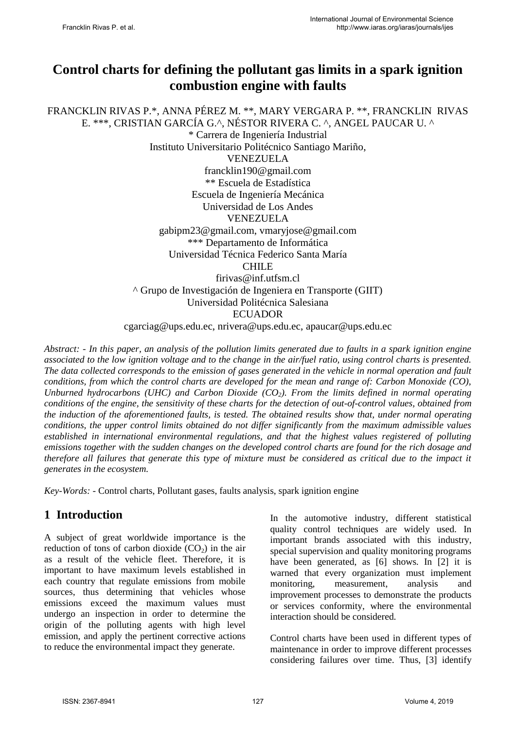# Control charts for defining the pollutant gas limits in a spark ignition combustion engine with faults

FRANCKLIN RIVAS P.*, ANNA PÉREZ M. **, MARY VERGARA P. **, FRANCKLIN RIVAS E. ***, CRISTIAN GARCÍA G.^, NÉSTOR RIVERA C. ^, ANGEL PAUCAR U. ^

\* Carrera de Ingeniería Industrial
Instituto Universitario Politécnico Santiago Mariño,
VENEZUELA
francklin190@gmail.com

** Escuela de Estadística
Escuela de Ingeniería Mecánica
Universidad de Los Andes
VENEZUELA
gabipm23@gmail.com, vmaryjose@gmail.com

*** Departamento de Informática
Universidad Técnica Federico Santa María
CHILE
firivas@inf.utfsm.cl

^ Grupo de Investigación de Ingeniera en Transporte (GIIT)
Universidad Politécnica Salesiana
ECUADOR
cgarciag@ups.edu.ec, nrivera@ups.edu.ec, apaucar@ups.edu.ec

*Abstract: - In this paper, an analysis of the pollution limits generated due to faults in a spark ignition engine associated to the low ignition voltage and to the change in the air/fuel ratio, using control charts is presented. The data collected corresponds to the emission of gases generated in the vehicle in normal operation and fault conditions, from which the control charts are developed for the mean and range of: Carbon Monoxide (CO), Unburned hydrocarbons (UHC) and Carbon Dioxide ($CO_2$). From the limits defined in normal operating conditions of the engine, the sensitivity of these charts for the detection of out-of-control values, obtained from the induction of the aforementioned faults, is tested. The obtained results show that, under normal operating conditions, the upper control limits obtained do not differ significantly from the maximum admissible values established in international environmental regulations, and that the highest values registered of polluting emissions together with the sudden changes on the developed control charts are found for the rich dosage and therefore all failures that generate this type of mixture must be considered as critical due to the impact it generates in the ecosystem.*

*Key-Words: -* Control charts, Pollutant gases, faults analysis, spark ignition engine

## 1 Introduction

A subject of great worldwide importance is the reduction of tons of carbon dioxide ($CO_2$) in the air as a result of the vehicle fleet. Therefore, it is important to have maximum levels established in each country that regulate emissions from mobile sources, thus determining that vehicles whose emissions exceed the maximum values must undergo an inspection in order to determine the origin of the polluting agents with high level emission, and apply the pertinent corrective actions to reduce the environmental impact they generate.

In the automotive industry, different statistical quality control techniques are widely used. In important brands associated with this industry, special supervision and quality monitoring programs have been generated, as [6] shows. In [2] it is warned that every organization must implement monitoring, measurement, analysis and improvement processes to demonstrate the products or services conformity, where the environmental interaction should be considered.

Control charts have been used in different types of maintenance in order to improve different processes considering failures over time. Thus, [3] identify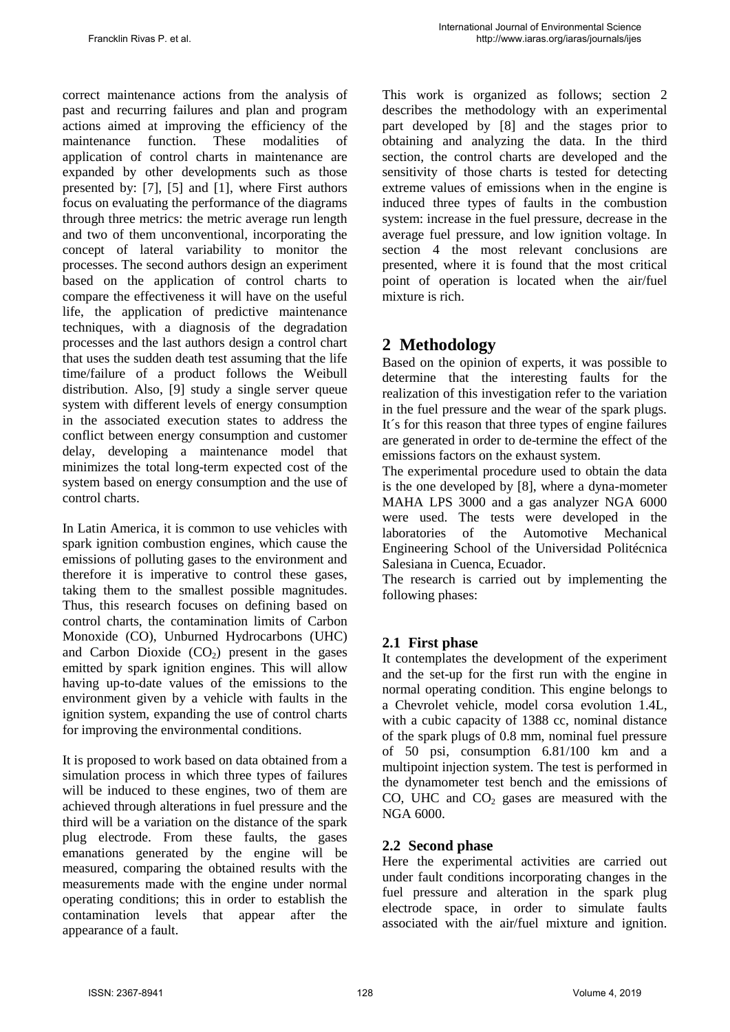correct maintenance actions from the analysis of past and recurring failures and plan and program actions aimed at improving the efficiency of the maintenance function. These modalities of application of control charts in maintenance are expanded by other developments such as those presented by: [7], [5] and [1], where First authors focus on evaluating the performance of the diagrams through three metrics: the metric average run length and two of them unconventional, incorporating the concept of lateral variability to monitor the processes. The second authors design an experiment based on the application of control charts to compare the effectiveness it will have on the useful life, the application of predictive maintenance techniques, with a diagnosis of the degradation processes and the last authors design a control chart that uses the sudden death test assuming that the life time/failure of a product follows the Weibull distribution. Also, [9] study a single server queue system with different levels of energy consumption in the associated execution states to address the conflict between energy consumption and customer delay, developing a maintenance model that minimizes the total long-term expected cost of the system based on energy consumption and the use of control charts.

In Latin America, it is common to use vehicles with spark ignition combustion engines, which cause the emissions of polluting gases to the environment and therefore it is imperative to control these gases, taking them to the smallest possible magnitudes. Thus, this research focuses on defining based on control charts, the contamination limits of Carbon Monoxide (CO), Unburned Hydrocarbons (UHC) and Carbon Dioxide ($CO_2$) present in the gases emitted by spark ignition engines. This will allow having up-to-date values of the emissions to the environment given by a vehicle with faults in the ignition system, expanding the use of control charts for improving the environmental conditions.

It is proposed to work based on data obtained from a simulation process in which three types of failures will be induced to these engines, two of them are achieved through alterations in fuel pressure and the third will be a variation on the distance of the spark plug electrode. From these faults, the gases emanations generated by the engine will be measured, comparing the obtained results with the measurements made with the engine under normal operating conditions; this in order to establish the contamination levels that appear after the appearance of a fault.

This work is organized as follows; section 2 describes the methodology with an experimental part developed by [8] and the stages prior to obtaining and analyzing the data. In the third section, the control charts are developed and the sensitivity of those charts is tested for detecting extreme values of emissions when in the engine is induced three types of faults in the combustion system: increase in the fuel pressure, decrease in the average fuel pressure, and low ignition voltage. In section 4 the most relevant conclusions are presented, where it is found that the most critical point of operation is located when the air/fuel mixture is rich.

## 2 Methodology

Based on the opinion of experts, it was possible to determine that the interesting faults for the realization of this investigation refer to the variation in the fuel pressure and the wear of the spark plugs. It´s for this reason that three types of engine failures are generated in order to de-termine the effect of the emissions factors on the exhaust system.

The experimental procedure used to obtain the data is the one developed by [8], where a dyna-mometer MAHA LPS 3000 and a gas analyzer NGA 6000 were used. The tests were developed in the laboratories of the Automotive Mechanical Engineering School of the Universidad Politécnica Salesiana in Cuenca, Ecuador.

The research is carried out by implementing the following phases:

### 2.1 First phase

It contemplates the development of the experiment and the set-up for the first run with the engine in normal operating condition. This engine belongs to a Chevrolet vehicle, model corsa evolution 1.4L, with a cubic capacity of 1388 cc, nominal distance of the spark plugs of 0.8 mm, nominal fuel pressure of 50 psi, consumption 6.81/100 km and a multipoint injection system. The test is performed in the dynamometer test bench and the emissions of CO, UHC and $CO_2$ gases are measured with the NGA 6000.

### 2.2 Second phase

Here the experimental activities are carried out under fault conditions incorporating changes in the fuel pressure and alteration in the spark plug electrode space, in order to simulate faults associated with the air/fuel mixture and ignition.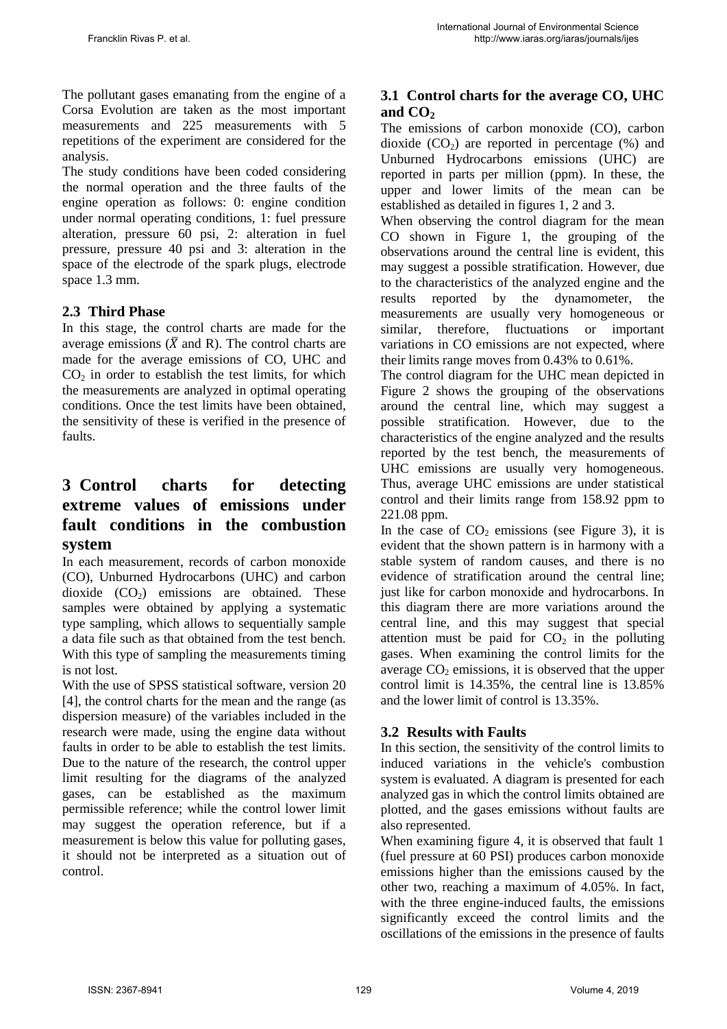The pollutant gases emanating from the engine of a Corsa Evolution are taken as the most important measurements and 225 measurements with 5 repetitions of the experiment are considered for the analysis.

The study conditions have been coded considering the normal operation and the three faults of the engine operation as follows: 0: engine condition under normal operating conditions, 1: fuel pressure alteration, pressure 60 psi, 2: alteration in fuel pressure, pressure 40 psi and 3: alteration in the space of the electrode of the spark plugs, electrode space 1.3 mm.

### 2.3 Third Phase

In this stage, the control charts are made for the average emissions ($\bar{X}$ and R). The control charts are made for the average emissions of CO, UHC and $CO_2$ in order to establish the test limits, for which the measurements are analyzed in optimal operating conditions. Once the test limits have been obtained, the sensitivity of these is verified in the presence of faults.

## 3 Control charts for detecting extreme values of emissions under fault conditions in the combustion system

In each measurement, records of carbon monoxide (CO), Unburned Hydrocarbons (UHC) and carbon dioxide ($CO_2$) emissions are obtained. These samples were obtained by applying a systematic type sampling, which allows to sequentially sample a data file such as that obtained from the test bench. With this type of sampling the measurements timing is not lost.

With the use of SPSS statistical software, version 20 [4], the control charts for the mean and the range (as dispersion measure) of the variables included in the research were made, using the engine data without faults in order to be able to establish the test limits. Due to the nature of the research, the control upper limit resulting for the diagrams of the analyzed gases, can be established as the maximum permissible reference; while the control lower limit may suggest the operation reference, but if a measurement is below this value for polluting gases, it should not be interpreted as a situation out of control.

### 3.1 Control charts for the average CO, UHC and $CO_2$

The emissions of carbon monoxide (CO), carbon dioxide ($CO_2$) are reported in percentage (%) and Unburned Hydrocarbons emissions (UHC) are reported in parts per million (ppm). In these, the upper and lower limits of the mean can be established as detailed in figures 1, 2 and 3.

When observing the control diagram for the mean CO shown in Figure 1, the grouping of the observations around the central line is evident, this may suggest a possible stratification. However, due to the characteristics of the analyzed engine and the results reported by the dynamometer, the measurements are usually very homogeneous or similar, therefore, fluctuations or important variations in CO emissions are not expected, where their limits range moves from 0.43% to 0.61%.

The control diagram for the UHC mean depicted in Figure 2 shows the grouping of the observations around the central line, which may suggest a possible stratification. However, due to the characteristics of the engine analyzed and the results reported by the test bench, the measurements of UHC emissions are usually very homogeneous. Thus, average UHC emissions are under statistical control and their limits range from 158.92 ppm to 221.08 ppm.

In the case of $CO_2$ emissions (see Figure 3), it is evident that the shown pattern is in harmony with a stable system of random causes, and there is no evidence of stratification around the central line; just like for carbon monoxide and hydrocarbons. In this diagram there are more variations around the central line, and this may suggest that special attention must be paid for $CO_2$ in the polluting gases. When examining the control limits for the average $CO_2$ emissions, it is observed that the upper control limit is 14.35%, the central line is 13.85% and the lower limit of control is 13.35%.

### 3.2 Results with Faults

In this section, the sensitivity of the control limits to induced variations in the vehicle's combustion system is evaluated. A diagram is presented for each analyzed gas in which the control limits obtained are plotted, and the gases emissions without faults are also represented.

When examining figure 4, it is observed that fault 1 (fuel pressure at 60 PSI) produces carbon monoxide emissions higher than the emissions caused by the other two, reaching a maximum of 4.05%. In fact, with the three engine-induced faults, the emissions significantly exceed the control limits and the oscillations of the emissions in the presence of faults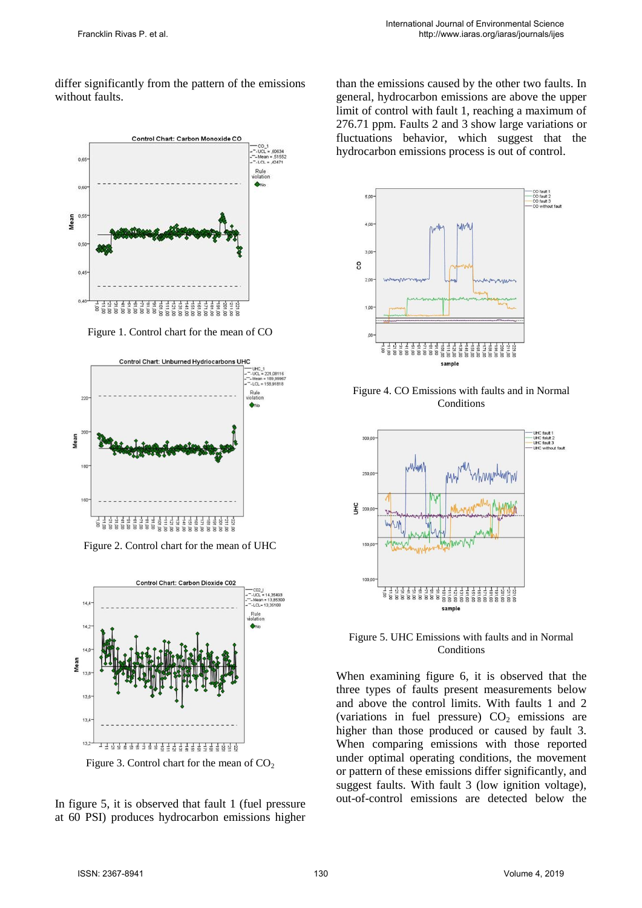differ significantly from the pattern of the emissions without faults.

Figure 1. Control chart for the mean of CO

Figure 2. Control chart for the mean of UHC

Figure 3. Control chart for the mean of $CO_2$

In figure 5, it is observed that fault 1 (fuel pressure at 60 PSI) produces hydrocarbon emissions higher than the emissions caused by the other two faults. In general, hydrocarbon emissions are above the upper limit of control with fault 1, reaching a maximum of 276.71 ppm. Faults 2 and 3 show large variations or fluctuations behavior, which suggest that the hydrocarbon emissions process is out of control.

Figure 4. CO Emissions with faults and in Normal Conditions

Figure 5. UHC Emissions with faults and in Normal Conditions

When examining figure 6, it is observed that the three types of faults present measurements below and above the control limits. With faults 1 and 2 (variations in fuel pressure) $CO_2$ emissions are higher than those produced or caused by fault 3. When comparing emissions with those reported under optimal operating conditions, the movement or pattern of these emissions differ significantly, and suggest faults. With fault 3 (low ignition voltage), out-of-control emissions are detected below the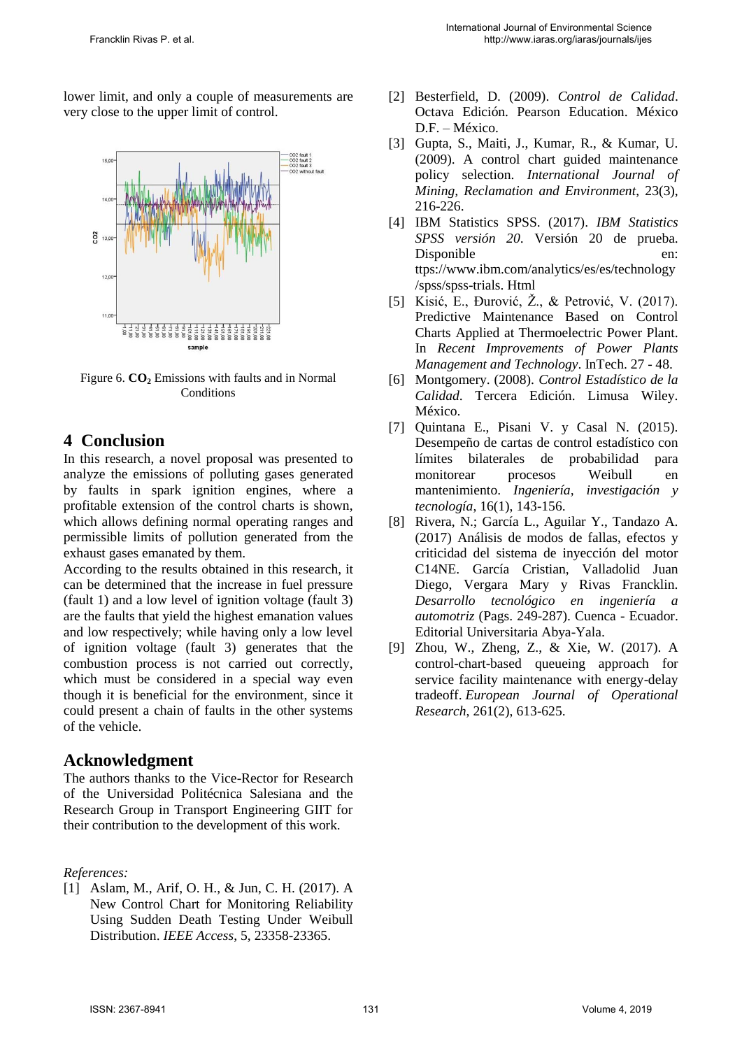lower limit, and only a couple of measurements are very close to the upper limit of control.

15,00
14,00
13,00
12,00
11,00
CO2
sample
CO2 fault 1
CO2 fault 2
CO2 fault 3
CO2 without fault

Figure 6. $CO_2$ Emissions with faults and in Normal Conditions

## 4 Conclusion

In this research, a novel proposal was presented to analyze the emissions of polluting gases generated by faults in spark ignition engines, where a profitable extension of the control charts is shown, which allows defining normal operating ranges and permissible limits of pollution generated from the exhaust gases emanated by them.

According to the results obtained in this research, it can be determined that the increase in fuel pressure (fault 1) and a low level of ignition voltage (fault 3) are the faults that yield the highest emanation values and low respectively; while having only a low level of ignition voltage (fault 3) generates that the combustion process is not carried out correctly, which must be considered in a special way even though it is beneficial for the environment, since it could present a chain of faults in the other systems of the vehicle.

## Acknowledgment

The authors thanks to the Vice-Rector for Research of the Universidad Politécnica Salesiana and the Research Group in Transport Engineering GIIT for their contribution to the development of this work.

*References:*

[1] Aslam, M., Arif, O. H., & Jun, C. H. (2017). A New Control Chart for Monitoring Reliability Using Sudden Death Testing Under Weibull Distribution. *IEEE Access*, 5, 23358-23365.

[2] Besterfield, D. (2009). *Control de Calidad*. Octava Edición. Pearson Education. México D.F. – México.

[3] Gupta, S., Maiti, J., Kumar, R., & Kumar, U. (2009). A control chart guided maintenance policy selection. *International Journal of Mining, Reclamation and Environment*, 23(3), 216-226.

[4] IBM Statistics SPSS. (2017). *IBM Statistics SPSS versión 20*. Versión 20 de prueba. Disponible en: ttps://www.ibm.com/analytics/es/es/technology/spss/spss-trials. Html

[5] Kisić, E., Đurović, Ž., & Petrović, V. (2017). Predictive Maintenance Based on Control Charts Applied at Thermoelectric Power Plant. In *Recent Improvements of Power Plants Management and Technology*. InTech. 27 - 48.

[6] Montgomery. (2008). *Control Estadístico de la Calidad*. Tercera Edición. Limusa Wiley. México.

[7] Quintana E., Pisani V. y Casal N. (2015). Desempeño de cartas de control estadístico con límites bilaterales de probabilidad para monitorear procesos Weibull en mantenimiento. *Ingeniería, investigación y tecnología*, 16(1), 143-156.

[8] Rivera, N.; García L., Aguilar Y., Tandazo A. (2017) Análisis de modos de fallas, efectos y criticidad del sistema de inyección del motor C14NE. García Cristian, Valladolid Juan Diego, Vergara Mary y Rivas Francklin. *Desarrollo tecnológico en ingeniería a automotriz* (Pags. 249-287). Cuenca - Ecuador. Editorial Universitaria Abya-Yala.

[9] Zhou, W., Zheng, Z., & Xie, W. (2017). A control-chart-based queueing approach for service facility maintenance with energy-delay tradeoff. *European Journal of Operational Research*, 261(2), 613-625.